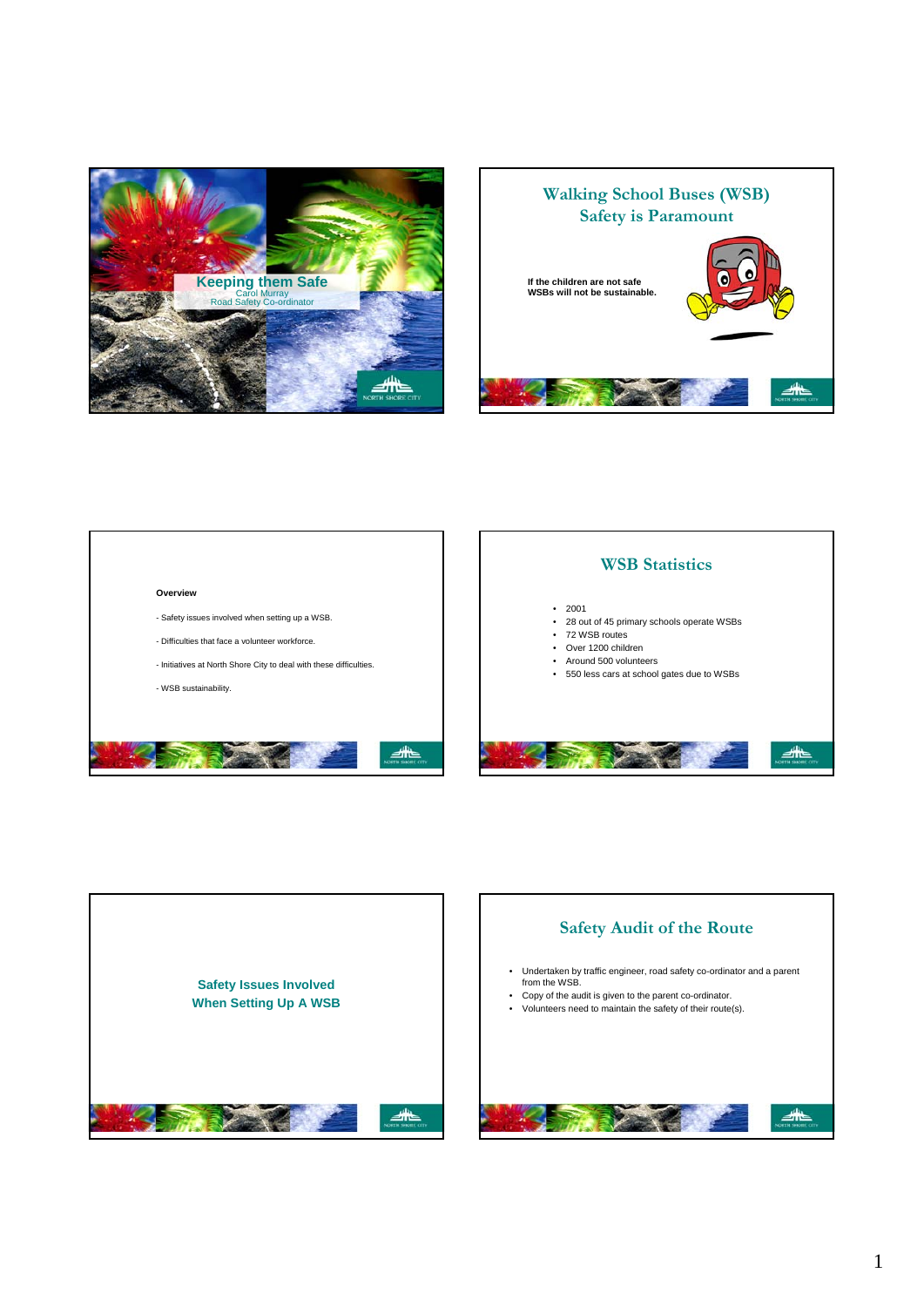# Keeping them Safe

Carol Murray
Road Safety Co-ordinator

## Walking School Buses (WSB) Safety is Paramount

**If the children are not safe WSBs will not be sustainable.**

**Overview**

- Safety issues involved when setting up a WSB.

- Difficulties that face a volunteer workforce.

- Initiatives at North Shore City to deal with these difficulties.

- WSB sustainability.

## WSB Statistics

- 2001
- 28 out of 45 primary schools operate WSBs
- 72 WSB routes
- Over 1200 children
- Around 500 volunteers
- 550 less cars at school gates due to WSBs

## Safety Issues Involved When Setting Up A WSB

## Safety Audit of the Route

- Undertaken by traffic engineer, road safety co-ordinator and a parent from the WSB.
- Copy of the audit is given to the parent co-ordinator.
- Volunteers need to maintain the safety of their route(s).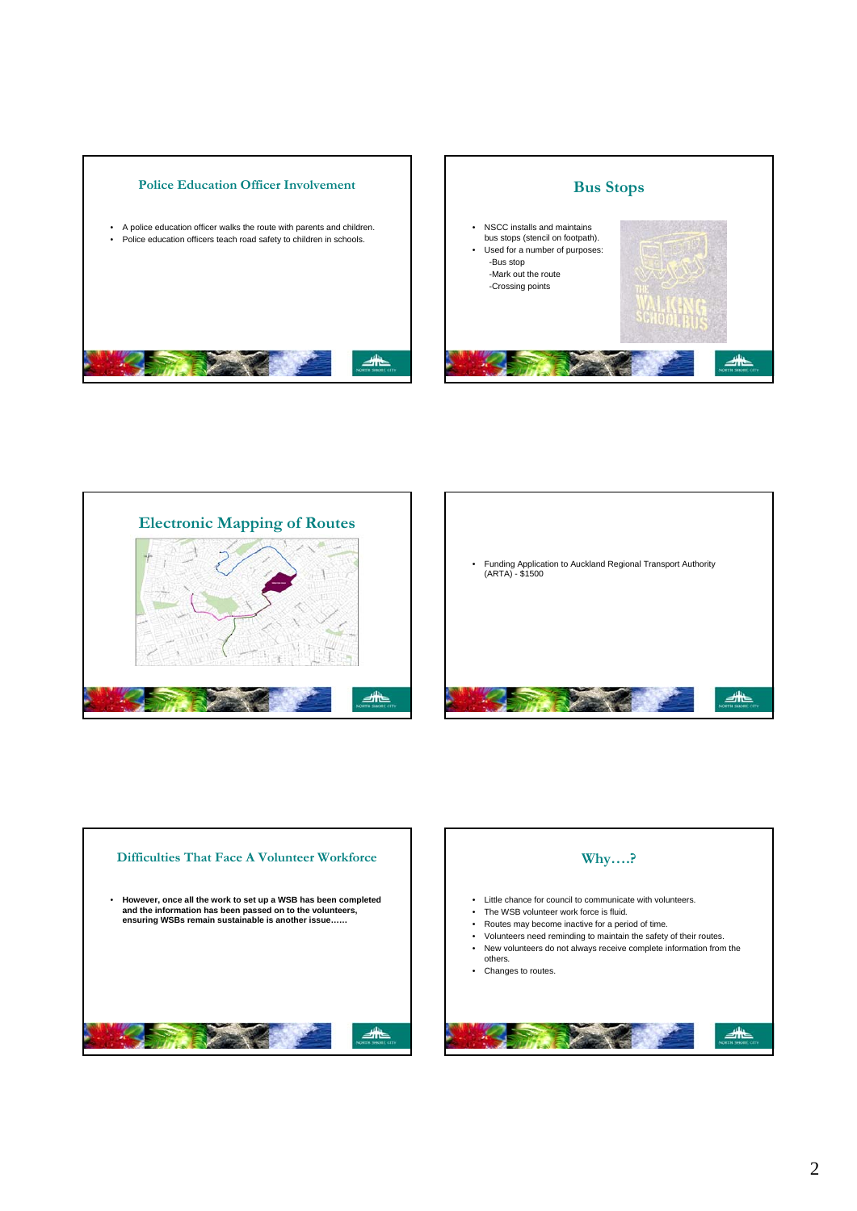## Police Education Officer Involvement

- A police education officer walks the route with parents and children.
- Police education officers teach road safety to children in schools.

## Bus Stops

- NSCC installs and maintains bus stops (stencil on footpath).
- Used for a number of purposes:
  - -Bus stop
  - -Mark out the route
  - -Crossing points

## Electronic Mapping of Routes

- Funding Application to Auckland Regional Transport Authority (ARTA) - $1500

## Difficulties That Face A Volunteer Workforce

- **However, once all the work to set up a WSB has been completed and the information has been passed on to the volunteers, ensuring WSBs remain sustainable is another issue……**

## Why….?

- Little chance for council to communicate with volunteers.
- The WSB volunteer work force is fluid.
- Routes may become inactive for a period of time.
- Volunteers need reminding to maintain the safety of their routes.
- New volunteers do not always receive complete information from the others.
- Changes to routes.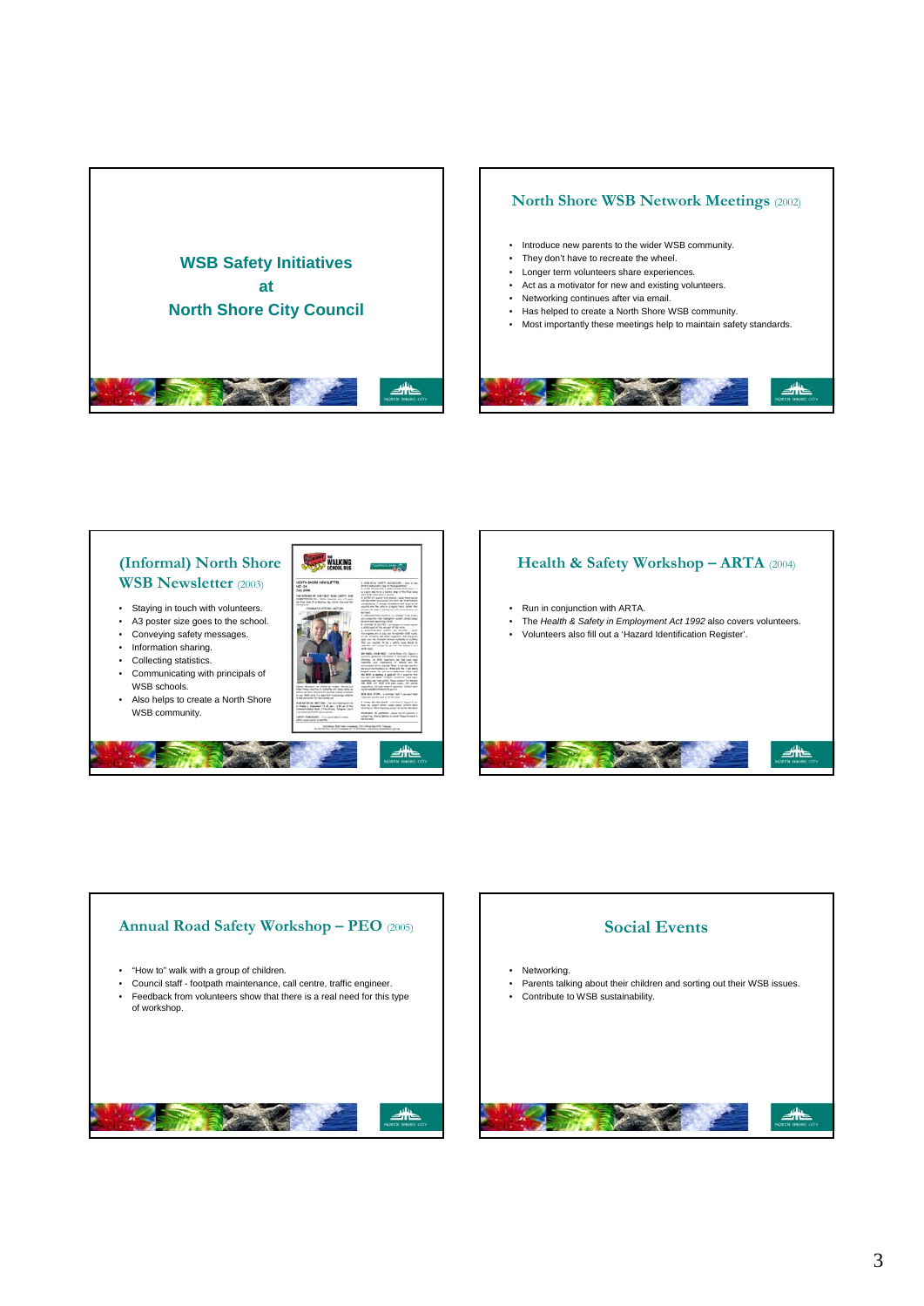## WSB Safety Initiatives at North Shore City Council

## North Shore WSB Network Meetings (2002)

- Introduce new parents to the wider WSB community.
- They don't have to recreate the wheel.
- Longer term volunteers share experiences.
- Act as a motivator for new and existing volunteers.
- Networking continues after via email.
- Has helped to create a North Shore WSB community.
- Most importantly these meetings help to maintain safety standards.

## (Informal) North Shore WSB Newsletter (2003)

- Staying in touch with volunteers.
- A3 poster size goes to the school.
- Conveying safety messages.
- Information sharing.
- Collecting statistics.
- Communicating with principals of WSB schools.
- Also helps to create a North Shore WSB community.

## Health & Safety Workshop – ARTA (2004)

- Run in conjunction with ARTA.
- The *Health & Safety in Employment Act 1992* also covers volunteers.
- Volunteers also fill out a 'Hazard Identification Register'.

## Annual Road Safety Workshop – PEO (2005)

- "How to" walk with a group of children.
- Council staff - footpath maintenance, call centre, traffic engineer.
- Feedback from volunteers show that there is a real need for this type of workshop.

## Social Events

- Networking.
- Parents talking about their children and sorting out their WSB issues.
- Contribute to WSB sustainability.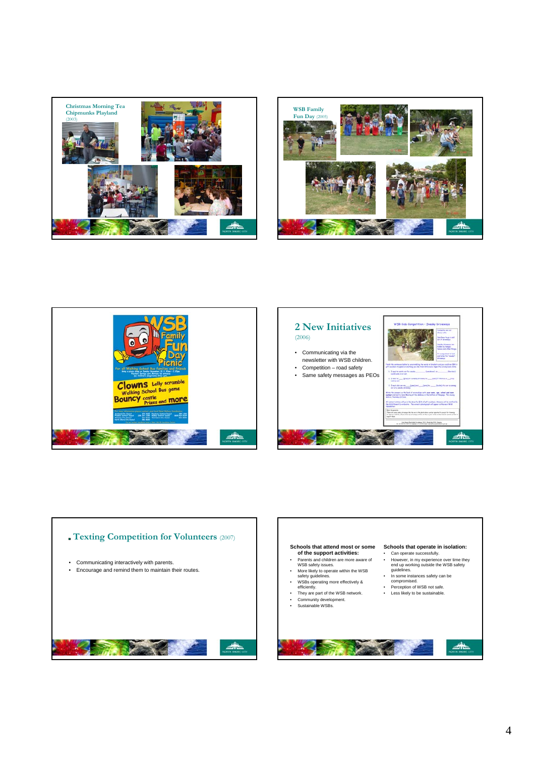## Christmas Morning Tea Chipmunks Playland

(2003)

## WSB Family Fun Day (2005)

## 2 New Initiatives

(2006)

- Communicating via the newsletter with WSB children.
- Competition – road safety
- Same safety messages as PEOs

## Texting Competition for Volunteers (2007)

- Communicating interactively with parents.
- Encourage and remind them to maintain their routes.

**Schools that attend most or some of the support activities:**

- Parents and children are more aware of WSB safety issues.
- More likely to operate within the WSB safety guidelines.
- WSBs operating more effectively & efficiently.
- They are part of the WSB network.
- Community development.
- Sustainable WSBs.

**Schools that operate in isolation:**

- Can operate successfully.
- However, in my experience over time they end up working outside the WSB safety guidelines.
- In some instances safety can be compromised.
- Perception of WSB not safe.
- Less likely to be sustainable.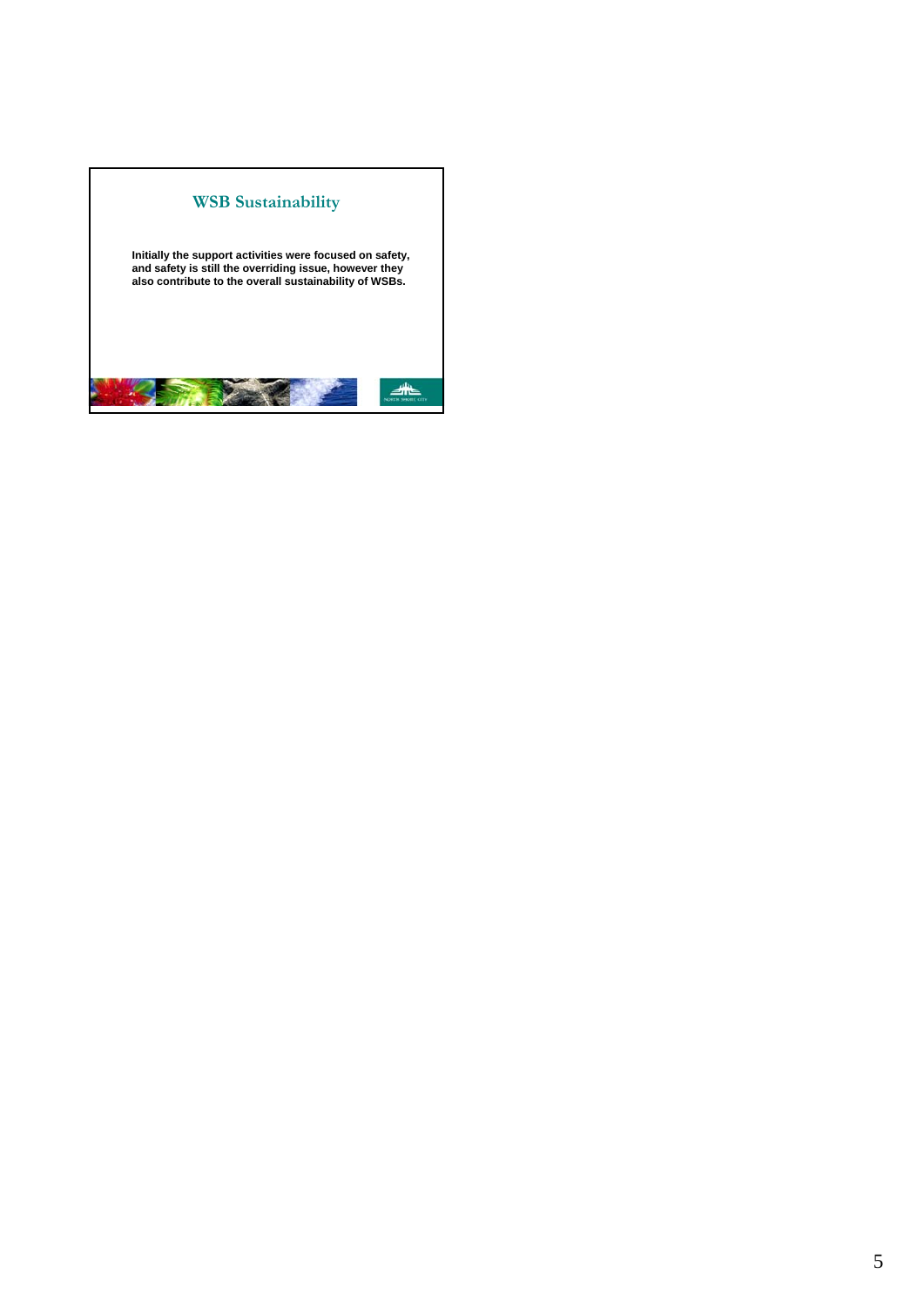## WSB Sustainability

**Initially the support activities were focused on safety, and safety is still the overriding issue, however they also contribute to the overall sustainability of WSBs.**